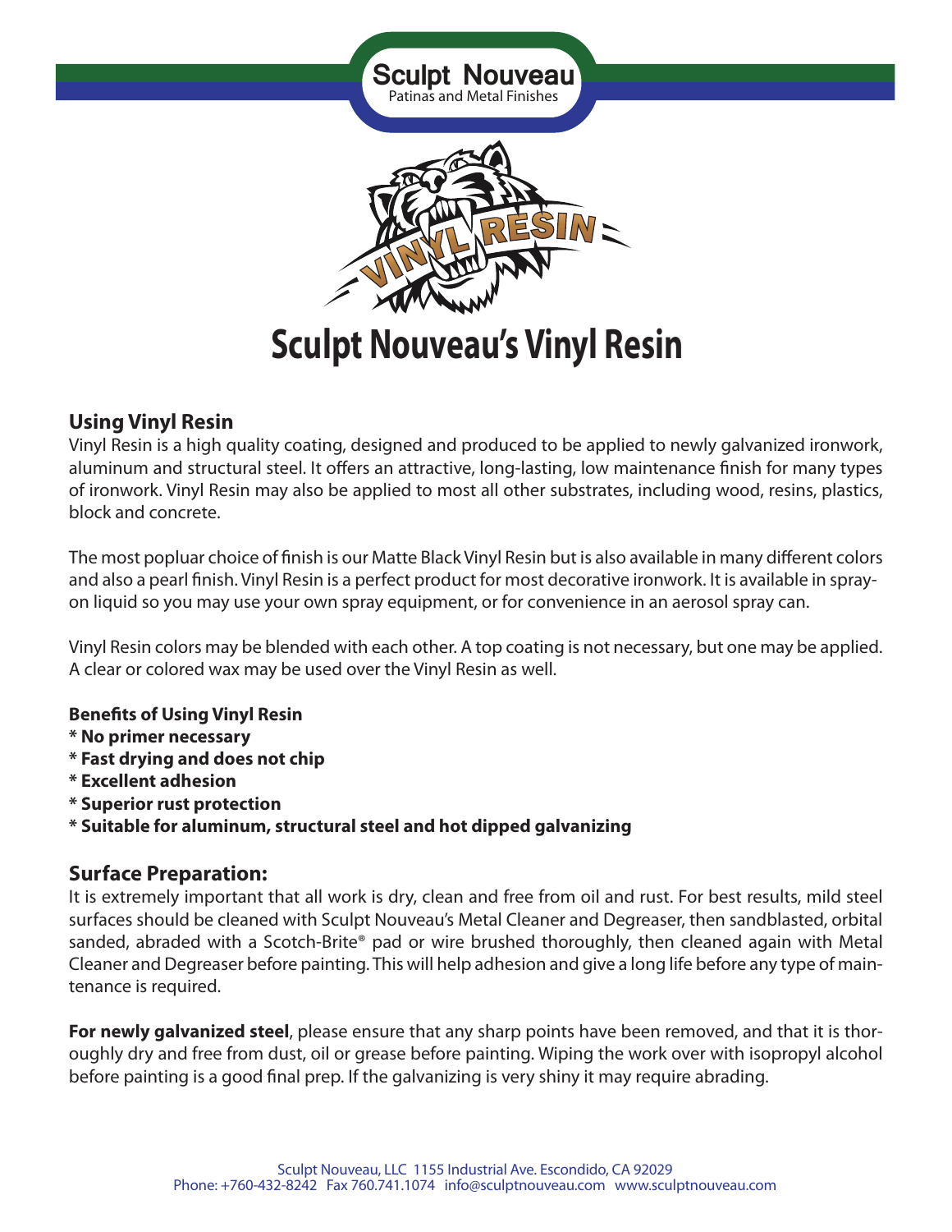# Sculpt Nouveau's Vinyl Resin

## Using Vinyl Resin

Vinyl Resin is a high quality coating, designed and produced to be applied to newly galvanized ironwork, aluminum and structural steel. It offers an attractive, long-lasting, low maintenance finish for many types of ironwork. Vinyl Resin may also be applied to most all other substrates, including wood, resins, plastics, block and concrete.

The most popluar choice of finish is our Matte Black Vinyl Resin but is also available in many different colors and also a pearl finish. Vinyl Resin is a perfect product for most decorative ironwork. It is available in spray-on liquid so you may use your own spray equipment, or for convenience in an aerosol spray can.

Vinyl Resin colors may be blended with each other. A top coating is not necessary, but one may be applied. A clear or colored wax may be used over the Vinyl Resin as well.

**Benefits of Using Vinyl Resin**
**\* No primer necessary**
**\* Fast drying and does not chip**
**\* Excellent adhesion**
**\* Superior rust protection**
**\* Suitable for aluminum, structural steel and hot dipped galvanizing**

## Surface Preparation:

It is extremely important that all work is dry, clean and free from oil and rust. For best results, mild steel surfaces should be cleaned with Sculpt Nouveau's Metal Cleaner and Degreaser, then sandblasted, orbital sanded, abraded with a Scotch-Brite® pad or wire brushed thoroughly, then cleaned again with Metal Cleaner and Degreaser before painting. This will help adhesion and give a long life before any type of maintenance is required.

**For newly galvanized steel**, please ensure that any sharp points have been removed, and that it is thoroughly dry and free from dust, oil or grease before painting. Wiping the work over with isopropyl alcohol before painting is a good final prep. If the galvanizing is very shiny it may require abrading.

Sculpt Nouveau, LLC 1155 Industrial Ave. Escondido, CA 92029
Phone: +760-432-8242 Fax 760.741.1074 info@sculptnouveau.com www.sculptnouveau.com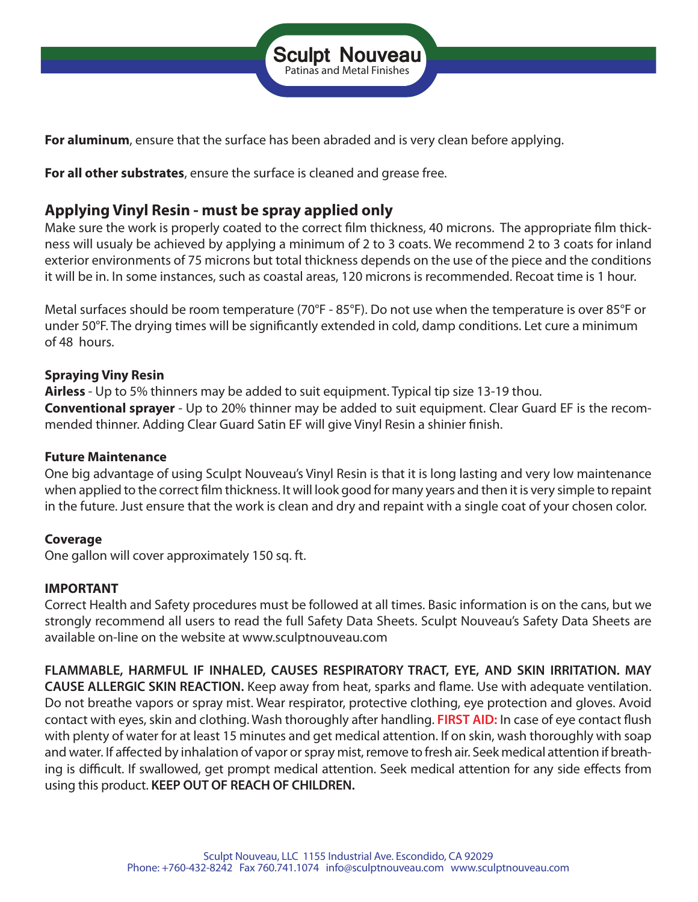**For aluminum**, ensure that the surface has been abraded and is very clean before applying.

**For all other substrates**, ensure the surface is cleaned and grease free.

## Applying Vinyl Resin - must be spray applied only

Make sure the work is properly coated to the correct film thickness, 40 microns. The appropriate film thickness will usualy be achieved by applying a minimum of 2 to 3 coats. We recommend 2 to 3 coats for inland exterior environments of 75 microns but total thickness depends on the use of the piece and the conditions it will be in. In some instances, such as coastal areas, 120 microns is recommended. Recoat time is 1 hour.

Metal surfaces should be room temperature (70°F - 85°F). Do not use when the temperature is over 85°F or under 50°F. The drying times will be significantly extended in cold, damp conditions. Let cure a minimum of 48 hours.

**Spraying Viny Resin**

**Airless** - Up to 5% thinners may be added to suit equipment. Typical tip size 13-19 thou.
**Conventional sprayer** - Up to 20% thinner may be added to suit equipment. Clear Guard EF is the recommended thinner. Adding Clear Guard Satin EF will give Vinyl Resin a shinier finish.

**Future Maintenance**

One big advantage of using Sculpt Nouveau's Vinyl Resin is that it is long lasting and very low maintenance when applied to the correct film thickness. It will look good for many years and then it is very simple to repaint in the future. Just ensure that the work is clean and dry and repaint with a single coat of your chosen color.

**Coverage**

One gallon will cover approximately 150 sq. ft.

**IMPORTANT**

Correct Health and Safety procedures must be followed at all times. Basic information is on the cans, but we strongly recommend all users to read the full Safety Data Sheets. Sculpt Nouveau's Safety Data Sheets are available on-line on the website at www.sculptnouveau.com

**FLAMMABLE, HARMFUL IF INHALED, CAUSES RESPIRATORY TRACT, EYE, AND SKIN IRRITATION. MAY CAUSE ALLERGIC SKIN REACTION.** Keep away from heat, sparks and flame. Use with adequate ventilation. Do not breathe vapors or spray mist. Wear respirator, protective clothing, eye protection and gloves. Avoid contact with eyes, skin and clothing. Wash thoroughly after handling. **FIRST AID:** In case of eye contact flush with plenty of water for at least 15 minutes and get medical attention. If on skin, wash thoroughly with soap and water. If affected by inhalation of vapor or spray mist, remove to fresh air. Seek medical attention if breathing is difficult. If swallowed, get prompt medical attention. Seek medical attention for any side effects from using this product. **KEEP OUT OF REACH OF CHILDREN.**

Sculpt Nouveau, LLC 1155 Industrial Ave. Escondido, CA 92029
Phone: +760-432-8242 Fax 760.741.1074 info@sculptnouveau.com www.sculptnouveau.com